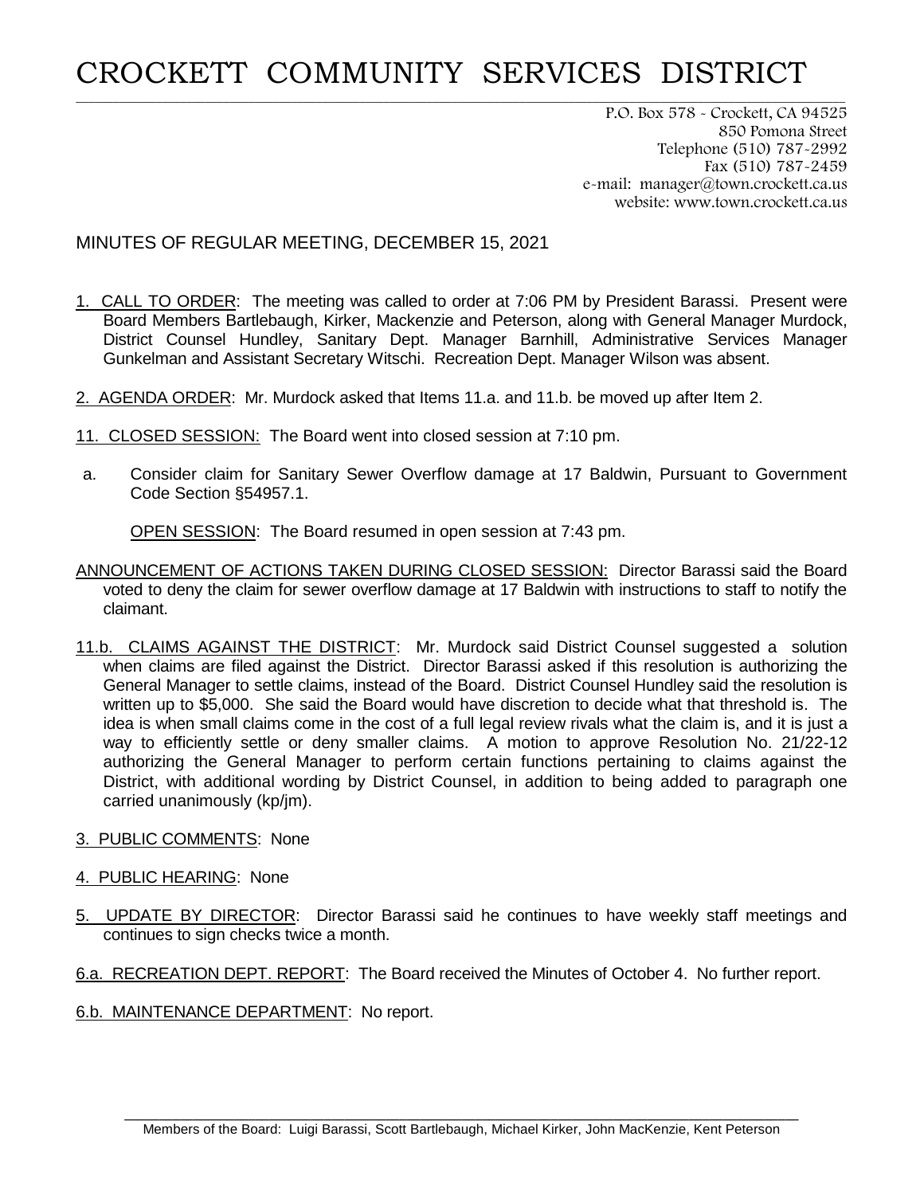# CROCKETT COMMUNITY SERVICES DISTRICT

P.O. Box 578 - Crockett, CA 94525
850 Pomona Street
Telephone (510) 787-2992
Fax (510) 787-2459
e-mail: manager@town.crockett.ca.us
website: www.town.crockett.ca.us

## MINUTES OF REGULAR MEETING, DECEMBER 15, 2021

1. CALL TO ORDER: The meeting was called to order at 7:06 PM by President Barassi. Present were Board Members Bartlebaugh, Kirker, Mackenzie and Peterson, along with General Manager Murdock, District Counsel Hundley, Sanitary Dept. Manager Barnhill, Administrative Services Manager Gunkelman and Assistant Secretary Witschi. Recreation Dept. Manager Wilson was absent.

2. AGENDA ORDER: Mr. Murdock asked that Items 11.a. and 11.b. be moved up after Item 2.

11. CLOSED SESSION: The Board went into closed session at 7:10 pm.

a. Consider claim for Sanitary Sewer Overflow damage at 17 Baldwin, Pursuant to Government Code Section §54957.1.

   OPEN SESSION: The Board resumed in open session at 7:43 pm.

ANNOUNCEMENT OF ACTIONS TAKEN DURING CLOSED SESSION: Director Barassi said the Board voted to deny the claim for sewer overflow damage at 17 Baldwin with instructions to staff to notify the claimant.

11.b. CLAIMS AGAINST THE DISTRICT: Mr. Murdock said District Counsel suggested a solution when claims are filed against the District. Director Barassi asked if this resolution is authorizing the General Manager to settle claims, instead of the Board. District Counsel Hundley said the resolution is written up to $5,000. She said the Board would have discretion to decide what that threshold is. The idea is when small claims come in the cost of a full legal review rivals what the claim is, and it is just a way to efficiently settle or deny smaller claims. A motion to approve Resolution No. 21/22-12 authorizing the General Manager to perform certain functions pertaining to claims against the District, with additional wording by District Counsel, in addition to being added to paragraph one carried unanimously (kp/jm).

3. PUBLIC COMMENTS: None

4. PUBLIC HEARING: None

5. UPDATE BY DIRECTOR: Director Barassi said he continues to have weekly staff meetings and continues to sign checks twice a month.

6.a. RECREATION DEPT. REPORT: The Board received the Minutes of October 4. No further report.

6.b. MAINTENANCE DEPARTMENT: No report.

Members of the Board: Luigi Barassi, Scott Bartlebaugh, Michael Kirker, John MacKenzie, Kent Peterson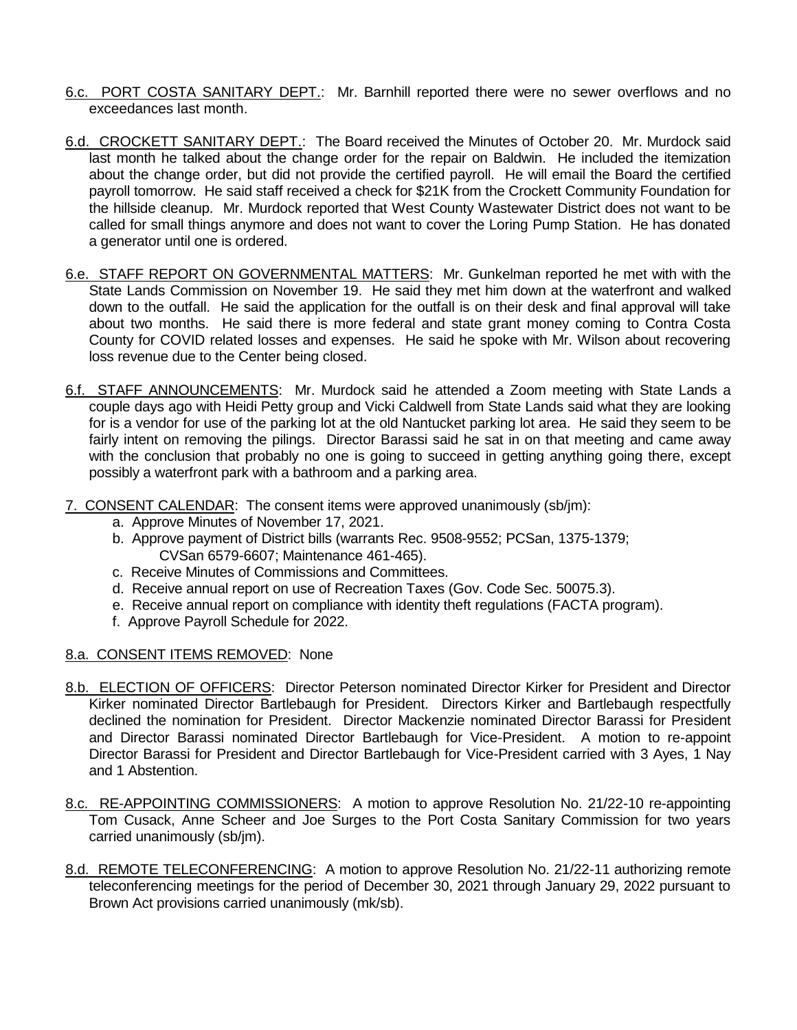6.c. PORT COSTA SANITARY DEPT.: Mr. Barnhill reported there were no sewer overflows and no exceedances last month.

6.d. CROCKETT SANITARY DEPT.: The Board received the Minutes of October 20. Mr. Murdock said last month he talked about the change order for the repair on Baldwin. He included the itemization about the change order, but did not provide the certified payroll. He will email the Board the certified payroll tomorrow. He said staff received a check for $21K from the Crockett Community Foundation for the hillside cleanup. Mr. Murdock reported that West County Wastewater District does not want to be called for small things anymore and does not want to cover the Loring Pump Station. He has donated a generator until one is ordered.

6.e. STAFF REPORT ON GOVERNMENTAL MATTERS: Mr. Gunkelman reported he met with with the State Lands Commission on November 19. He said they met him down at the waterfront and walked down to the outfall. He said the application for the outfall is on their desk and final approval will take about two months. He said there is more federal and state grant money coming to Contra Costa County for COVID related losses and expenses. He said he spoke with Mr. Wilson about recovering loss revenue due to the Center being closed.

6.f. STAFF ANNOUNCEMENTS: Mr. Murdock said he attended a Zoom meeting with State Lands a couple days ago with Heidi Petty group and Vicki Caldwell from State Lands said what they are looking for is a vendor for use of the parking lot at the old Nantucket parking lot area. He said they seem to be fairly intent on removing the pilings. Director Barassi said he sat in on that meeting and came away with the conclusion that probably no one is going to succeed in getting anything going there, except possibly a waterfront park with a bathroom and a parking area.

7. CONSENT CALENDAR: The consent items were approved unanimously (sb/jm):

a. Approve Minutes of November 17, 2021.
b. Approve payment of District bills (warrants Rec. 9508-9552; PCSan, 1375-1379; CVSan 6579-6607; Maintenance 461-465).
c. Receive Minutes of Commissions and Committees.
d. Receive annual report on use of Recreation Taxes (Gov. Code Sec. 50075.3).
e. Receive annual report on compliance with identity theft regulations (FACTA program).
f. Approve Payroll Schedule for 2022.

8.a. CONSENT ITEMS REMOVED: None

8.b. ELECTION OF OFFICERS: Director Peterson nominated Director Kirker for President and Director Kirker nominated Director Bartlebaugh for President. Directors Kirker and Bartlebaugh respectfully declined the nomination for President. Director Mackenzie nominated Director Barassi for President and Director Barassi nominated Director Bartlebaugh for Vice-President. A motion to re-appoint Director Barassi for President and Director Bartlebaugh for Vice-President carried with 3 Ayes, 1 Nay and 1 Abstention.

8.c. RE-APPOINTING COMMISSIONERS: A motion to approve Resolution No. 21/22-10 re-appointing Tom Cusack, Anne Scheer and Joe Surges to the Port Costa Sanitary Commission for two years carried unanimously (sb/jm).

8.d. REMOTE TELECONFERENCING: A motion to approve Resolution No. 21/22-11 authorizing remote teleconferencing meetings for the period of December 30, 2021 through January 29, 2022 pursuant to Brown Act provisions carried unanimously (mk/sb).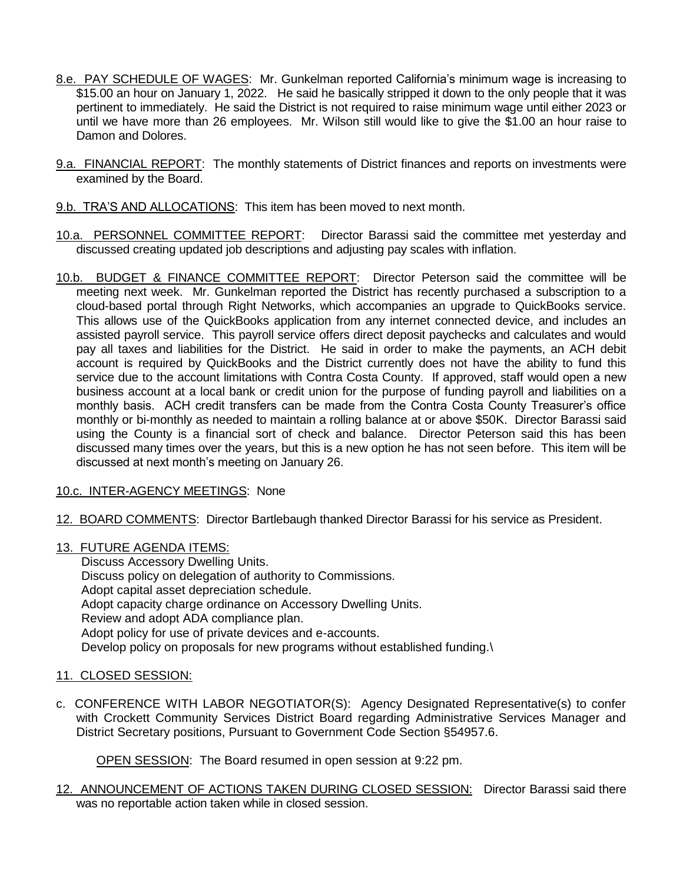8.e. PAY SCHEDULE OF WAGES: Mr. Gunkelman reported California's minimum wage is increasing to $15.00 an hour on January 1, 2022. He said he basically stripped it down to the only people that it was pertinent to immediately. He said the District is not required to raise minimum wage until either 2023 or until we have more than 26 employees. Mr. Wilson still would like to give the $1.00 an hour raise to Damon and Dolores.

9.a. FINANCIAL REPORT: The monthly statements of District finances and reports on investments were examined by the Board.

9.b. TRA'S AND ALLOCATIONS: This item has been moved to next month.

10.a. PERSONNEL COMMITTEE REPORT: Director Barassi said the committee met yesterday and discussed creating updated job descriptions and adjusting pay scales with inflation.

10.b. BUDGET & FINANCE COMMITTEE REPORT: Director Peterson said the committee will be meeting next week. Mr. Gunkelman reported the District has recently purchased a subscription to a cloud-based portal through Right Networks, which accompanies an upgrade to QuickBooks service. This allows use of the QuickBooks application from any internet connected device, and includes an assisted payroll service. This payroll service offers direct deposit paychecks and calculates and would pay all taxes and liabilities for the District. He said in order to make the payments, an ACH debit account is required by QuickBooks and the District currently does not have the ability to fund this service due to the account limitations with Contra Costa County. If approved, staff would open a new business account at a local bank or credit union for the purpose of funding payroll and liabilities on a monthly basis. ACH credit transfers can be made from the Contra Costa County Treasurer's office monthly or bi-monthly as needed to maintain a rolling balance at or above $50K. Director Barassi said using the County is a financial sort of check and balance. Director Peterson said this has been discussed many times over the years, but this is a new option he has not seen before. This item will be discussed at next month's meeting on January 26.

10.c. INTER-AGENCY MEETINGS: None

12. BOARD COMMENTS: Director Bartlebaugh thanked Director Barassi for his service as President.

13. FUTURE AGENDA ITEMS:

Discuss Accessory Dwelling Units.
Discuss policy on delegation of authority to Commissions.
Adopt capital asset depreciation schedule.
Adopt capacity charge ordinance on Accessory Dwelling Units.
Review and adopt ADA compliance plan.
Adopt policy for use of private devices and e-accounts.
Develop policy on proposals for new programs without established funding.\

11. CLOSED SESSION:

c. CONFERENCE WITH LABOR NEGOTIATOR(S): Agency Designated Representative(s) to confer with Crockett Community Services District Board regarding Administrative Services Manager and District Secretary positions, Pursuant to Government Code Section §54957.6.

OPEN SESSION: The Board resumed in open session at 9:22 pm.

12. ANNOUNCEMENT OF ACTIONS TAKEN DURING CLOSED SESSION: Director Barassi said there was no reportable action taken while in closed session.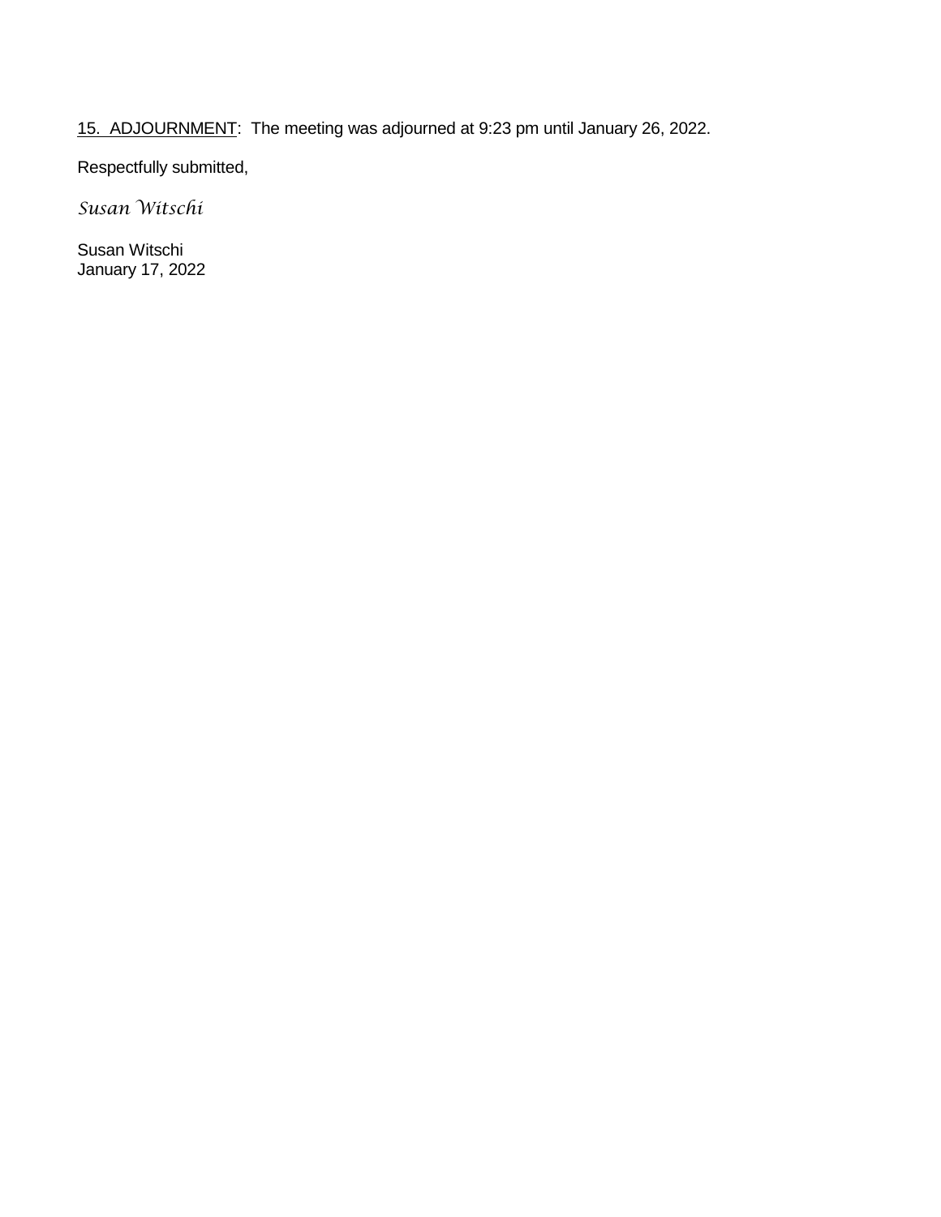15. ADJOURNMENT: The meeting was adjourned at 9:23 pm until January 26, 2022.

Respectfully submitted,

*Susan Witschi*

Susan Witschi
January 17, 2022